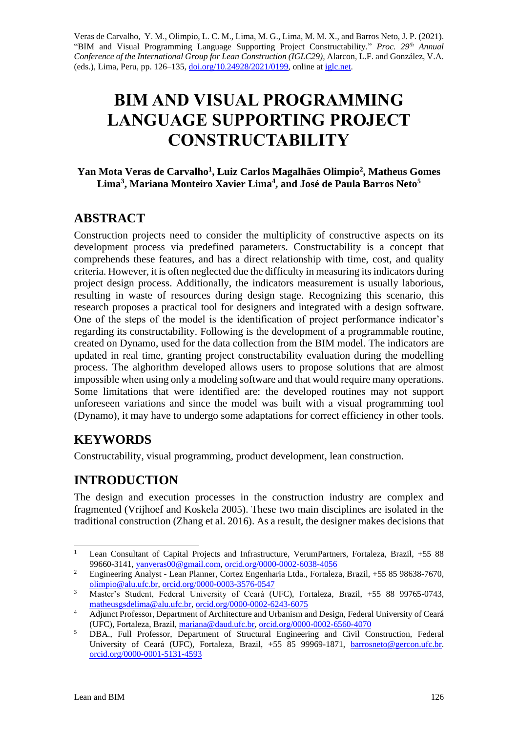Veras de Carvalho, Y. M., Olimpio, L. C. M., Lima, M. G., Lima, M. M. X., and Barros Neto, J. P. (2021). "BIM and Visual Programming Language Supporting Project Constructability." *Proc. 29th Annual Conference of the International Group for Lean Construction (IGLC29),* Alarcon, L.F. and González, V.A. (eds.), Lima, Peru, pp. 126–135, doi.org/10.24928/2021/0199, online at iglc.net.

# BIM AND VISUAL PROGRAMMING LANGUAGE SUPPORTING PROJECT CONSTRUCTABILITY

**Yan Mota Veras de Carvalho[1], Luiz Carlos Magalhães Olimpio[2], Matheus Gomes Lima[3], Mariana Monteiro Xavier Lima[4], and José de Paula Barros Neto[5]**

## ABSTRACT

Construction projects need to consider the multiplicity of constructive aspects on its development process via predefined parameters. Constructability is a concept that comprehends these features, and has a direct relationship with time, cost, and quality criteria. However, it is often neglected due the difficulty in measuring its indicators during project design process. Additionally, the indicators measurement is usually laborious, resulting in waste of resources during design stage. Recognizing this scenario, this research proposes a practical tool for designers and integrated with a design software. One of the steps of the model is the identification of project performance indicator's regarding its constructability. Following is the development of a programmable routine, created on Dynamo, used for the data collection from the BIM model. The indicators are updated in real time, granting project constructability evaluation during the modelling process. The alghorithm developed allows users to propose solutions that are almost impossible when using only a modeling software and that would require many operations. Some limitations that were identified are: the developed routines may not support unforeseen variations and since the model was built with a visual programming tool (Dynamo), it may have to undergo some adaptations for correct efficiency in other tools.

## KEYWORDS

Constructability, visual programming, product development, lean construction.

## INTRODUCTION

The design and execution processes in the construction industry are complex and fragmented (Vrijhoef and Koskela 2005). These two main disciplines are isolated in the traditional construction (Zhang et al. 2016). As a result, the designer makes decisions that

---

[1] Lean Consultant of Capital Projects and Infrastructure, VerumPartners, Fortaleza, Brazil, +55 88 99660-3141, yanveras00@gmail.com, orcid.org/0000-0002-6038-4056

[2] Engineering Analyst - Lean Planner, Cortez Engenharia Ltda., Fortaleza, Brazil, +55 85 98638-7670, olimpio@alu.ufc.br, orcid.org/0000-0003-3576-0547

[3] Master's Student, Federal University of Ceará (UFC), Fortaleza, Brazil, +55 88 99765-0743, matheusgsdelima@alu.ufc.br, orcid.org/0000-0002-6243-6075

[4] Adjunct Professor, Department of Architecture and Urbanism and Design, Federal University of Ceará (UFC), Fortaleza, Brazil, mariana@daud.ufc.br, orcid.org/0000-0002-6560-4070

[5] DBA., Full Professor, Department of Structural Engineering and Civil Construction, Federal University of Ceará (UFC), Fortaleza, Brazil, +55 85 99969-1871, barrosneto@gercon.ufc.br. orcid.org/0000-0001-5131-4593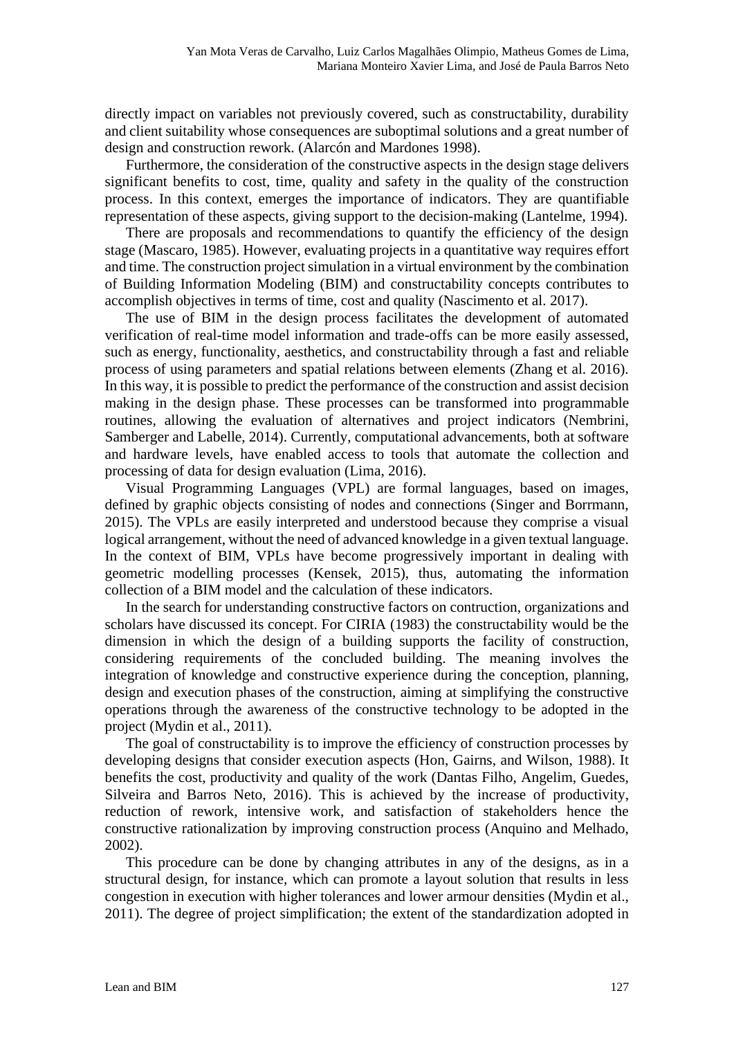directly impact on variables not previously covered, such as constructability, durability and client suitability whose consequences are suboptimal solutions and a great number of design and construction rework. (Alarcón and Mardones 1998).

Furthermore, the consideration of the constructive aspects in the design stage delivers significant benefits to cost, time, quality and safety in the quality of the construction process. In this context, emerges the importance of indicators. They are quantifiable representation of these aspects, giving support to the decision-making (Lantelme, 1994).

There are proposals and recommendations to quantify the efficiency of the design stage (Mascaro, 1985). However, evaluating projects in a quantitative way requires effort and time. The construction project simulation in a virtual environment by the combination of Building Information Modeling (BIM) and constructability concepts contributes to accomplish objectives in terms of time, cost and quality (Nascimento et al. 2017).

The use of BIM in the design process facilitates the development of automated verification of real-time model information and trade-offs can be more easily assessed, such as energy, functionality, aesthetics, and constructability through a fast and reliable process of using parameters and spatial relations between elements (Zhang et al. 2016). In this way, it is possible to predict the performance of the construction and assist decision making in the design phase. These processes can be transformed into programmable routines, allowing the evaluation of alternatives and project indicators (Nembrini, Samberger and Labelle, 2014). Currently, computational advancements, both at software and hardware levels, have enabled access to tools that automate the collection and processing of data for design evaluation (Lima, 2016).

Visual Programming Languages (VPL) are formal languages, based on images, defined by graphic objects consisting of nodes and connections (Singer and Borrmann, 2015). The VPLs are easily interpreted and understood because they comprise a visual logical arrangement, without the need of advanced knowledge in a given textual language. In the context of BIM, VPLs have become progressively important in dealing with geometric modelling processes (Kensek, 2015), thus, automating the information collection of a BIM model and the calculation of these indicators.

In the search for understanding constructive factors on contruction, organizations and scholars have discussed its concept. For CIRIA (1983) the constructability would be the dimension in which the design of a building supports the facility of construction, considering requirements of the concluded building. The meaning involves the integration of knowledge and constructive experience during the conception, planning, design and execution phases of the construction, aiming at simplifying the constructive operations through the awareness of the constructive technology to be adopted in the project (Mydin et al., 2011).

The goal of constructability is to improve the efficiency of construction processes by developing designs that consider execution aspects (Hon, Gairns, and Wilson, 1988). It benefits the cost, productivity and quality of the work (Dantas Filho, Angelim, Guedes, Silveira and Barros Neto, 2016). This is achieved by the increase of productivity, reduction of rework, intensive work, and satisfaction of stakeholders hence the constructive rationalization by improving construction process (Anquino and Melhado, 2002).

This procedure can be done by changing attributes in any of the designs, as in a structural design, for instance, which can promote a layout solution that results in less congestion in execution with higher tolerances and lower armour densities (Mydin et al., 2011). The degree of project simplification; the extent of the standardization adopted in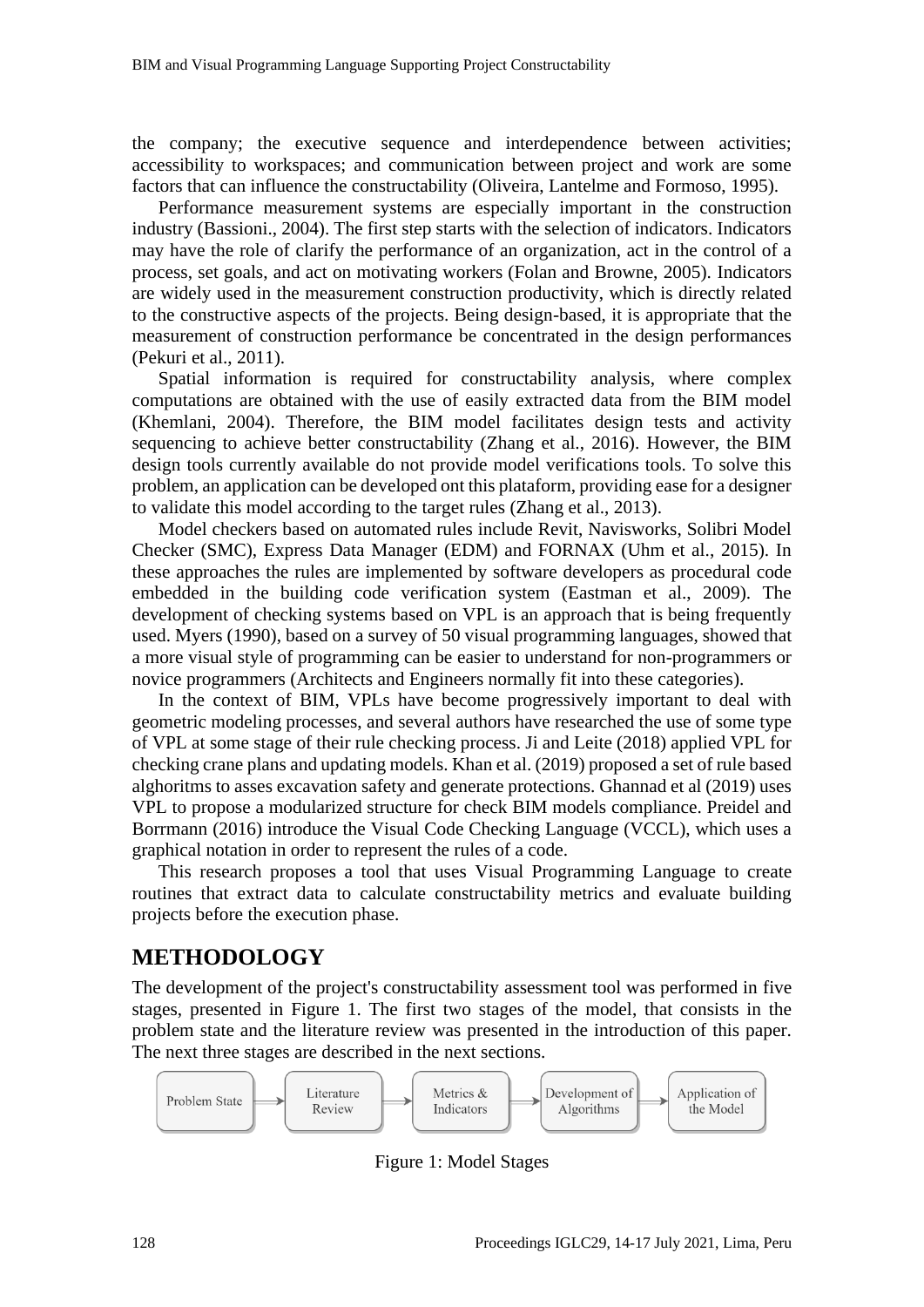the company; the executive sequence and interdependence between activities; accessibility to workspaces; and communication between project and work are some factors that can influence the constructability (Oliveira, Lantelme and Formoso, 1995).

Performance measurement systems are especially important in the construction industry (Bassioni., 2004). The first step starts with the selection of indicators. Indicators may have the role of clarify the performance of an organization, act in the control of a process, set goals, and act on motivating workers (Folan and Browne, 2005). Indicators are widely used in the measurement construction productivity, which is directly related to the constructive aspects of the projects. Being design-based, it is appropriate that the measurement of construction performance be concentrated in the design performances (Pekuri et al., 2011).

Spatial information is required for constructability analysis, where complex computations are obtained with the use of easily extracted data from the BIM model (Khemlani, 2004). Therefore, the BIM model facilitates design tests and activity sequencing to achieve better constructability (Zhang et al., 2016). However, the BIM design tools currently available do not provide model verifications tools. To solve this problem, an application can be developed ont this plataform, providing ease for a designer to validate this model according to the target rules (Zhang et al., 2013).

Model checkers based on automated rules include Revit, Navisworks, Solibri Model Checker (SMC), Express Data Manager (EDM) and FORNAX (Uhm et al., 2015). In these approaches the rules are implemented by software developers as procedural code embedded in the building code verification system (Eastman et al., 2009). The development of checking systems based on VPL is an approach that is being frequently used. Myers (1990), based on a survey of 50 visual programming languages, showed that a more visual style of programming can be easier to understand for non-programmers or novice programmers (Architects and Engineers normally fit into these categories).

In the context of BIM, VPLs have become progressively important to deal with geometric modeling processes, and several authors have researched the use of some type of VPL at some stage of their rule checking process. Ji and Leite (2018) applied VPL for checking crane plans and updating models. Khan et al. (2019) proposed a set of rule based alghoritms to asses excavation safety and generate protections. Ghannad et al (2019) uses VPL to propose a modularized structure for check BIM models compliance. Preidel and Borrmann (2016) introduce the Visual Code Checking Language (VCCL), which uses a graphical notation in order to represent the rules of a code.

This research proposes a tool that uses Visual Programming Language to create routines that extract data to calculate constructability metrics and evaluate building projects before the execution phase.

# METHODOLOGY

The development of the project's constructability assessment tool was performed in five stages, presented in Figure 1. The first two stages of the model, that consists in the problem state and the literature review was presented in the introduction of this paper. The next three stages are described in the next sections.

Problem State → Literature Review → Metrics & Indicators → Development of Algorithms → Application of the Model

Figure 1: Model Stages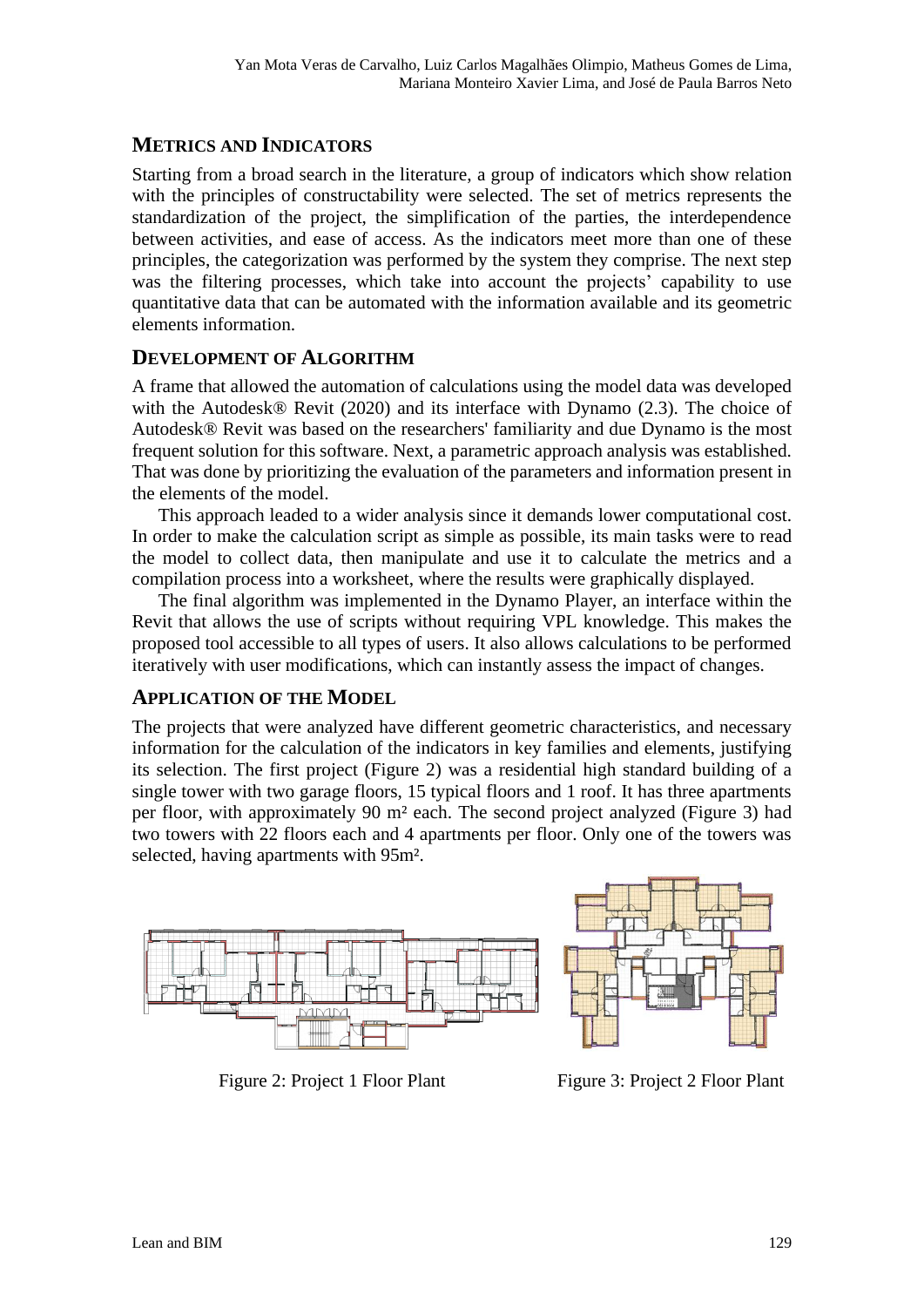## METRICS AND INDICATORS

Starting from a broad search in the literature, a group of indicators which show relation with the principles of constructability were selected. The set of metrics represents the standardization of the project, the simplification of the parties, the interdependence between activities, and ease of access. As the indicators meet more than one of these principles, the categorization was performed by the system they comprise. The next step was the filtering processes, which take into account the projects' capability to use quantitative data that can be automated with the information available and its geometric elements information.

## DEVELOPMENT OF ALGORITHM

A frame that allowed the automation of calculations using the model data was developed with the Autodesk® Revit (2020) and its interface with Dynamo (2.3). The choice of Autodesk® Revit was based on the researchers' familiarity and due Dynamo is the most frequent solution for this software. Next, a parametric approach analysis was established. That was done by prioritizing the evaluation of the parameters and information present in the elements of the model.

This approach leaded to a wider analysis since it demands lower computational cost. In order to make the calculation script as simple as possible, its main tasks were to read the model to collect data, then manipulate and use it to calculate the metrics and a compilation process into a worksheet, where the results were graphically displayed.

The final algorithm was implemented in the Dynamo Player, an interface within the Revit that allows the use of scripts without requiring VPL knowledge. This makes the proposed tool accessible to all types of users. It also allows calculations to be performed iteratively with user modifications, which can instantly assess the impact of changes.

## APPLICATION OF THE MODEL

The projects that were analyzed have different geometric characteristics, and necessary information for the calculation of the indicators in key families and elements, justifying its selection. The first project (Figure 2) was a residential high standard building of a single tower with two garage floors, 15 typical floors and 1 roof. It has three apartments per floor, with approximately 90 m² each. The second project analyzed (Figure 3) had two towers with 22 floors each and 4 apartments per floor. Only one of the towers was selected, having apartments with 95m².

Figure 2: Project 1 Floor Plant

Figure 3: Project 2 Floor Plant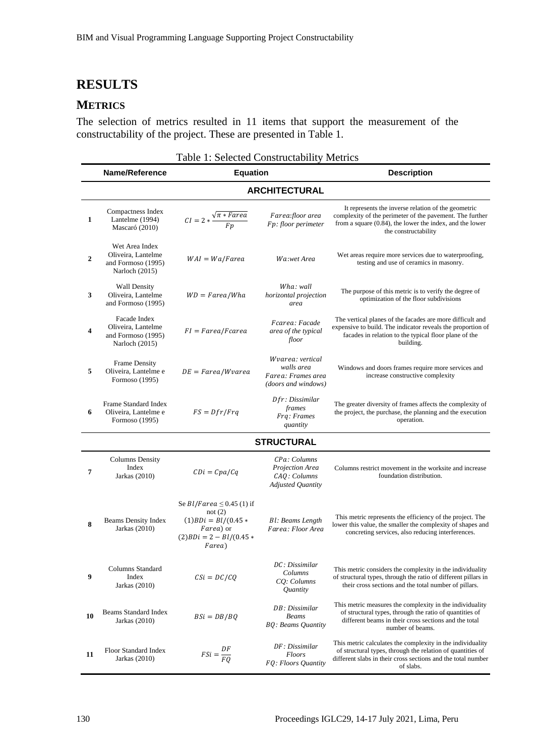# RESULTS

## METRICS

The selection of metrics resulted in 11 items that support the measurement of the constructability of the project. These are presented in Table 1.

Table 1: Selected Constructability Metrics

| | Name/Reference | Equation | | Description |
|---|---|---|---|---|
| | | **ARCHITECTURAL** | | |
| 1 | Compactness Index Lantelme (1994) Mascaró (2010) | $CI = 2 * \frac{\sqrt{\pi * Farea}}{Fp}$ | $Farea$: floor area $Fp$: floor perimeter | It represents the inverse relation of the geometric complexity of the perimeter of the pavement. The further from a square (0.84), the lower the index, and the lower the constructability |
| 2 | Wet Area Index Oliveira, Lantelme and Formoso (1995) Narloch (2015) | $WAI = Wa/Farea$ | $Wa$: wet Area | Wet areas require more services due to waterproofing, testing and use of ceramics in masonry. |
| 3 | Wall Density Oliveira, Lantelme and Formoso (1995) | $WD = Farea/Wha$ | $Wha$: wall horizontal projection area | The purpose of this metric is to verify the degree of optimization of the floor subdivisions |
| 4 | Facade Index Oliveira, Lantelme and Formoso (1995) Narloch (2015) | $FI = Farea/Fcarea$ | $Fcarea$: Facade area of the typical floor | The vertical planes of the facades are more difficult and expensive to build. The indicator reveals the proportion of facades in relation to the typical floor plane of the building. |
| 5 | Frame Density Oliveira, Lantelme e Formoso (1995) | $DE = Farea/Wvarea$ | $Wvarea$: vertical walls area $Farea$: Frames area (doors and windows) | Windows and doors frames require more services and increase constructive complexity |
| 6 | Frame Standard Index Oliveira, Lantelme e Formoso (1995) | $FS = Dfr/Frq$ | $Dfr$: Dissimilar frames $Frq$: Frames quantity | The greater diversity of frames affects the complexity of the project, the purchase, the planning and the execution operation. |
| | | **STRUCTURAL** | | |
| 7 | Columns Density Index Jarkas (2010) | $CDi = Cpa/Cq$ | $CPa$: Columns Projection Area $CAQ$: Columns Adjusted Quantity | Columns restrict movement in the worksite and increase foundation distribution. |
| 8 | Beams Density Index Jarkas (2010) | Se $Bl/Farea \leq 0.45$ (1) if not (2) $(1) BDi = Bl/(0.45 * Farea)$ or $(2) BDi = 2 - Bl/(0.45 * Farea)$ | $Bl$: Beams Length $Farea$: Floor Area | This metric represents the efficiency of the project. The lower this value, the smaller the complexity of shapes and concreting services, also reducing interferences. |
| 9 | Columns Standard Index Jarkas (2010) | $CSi = DC/CQ$ | $DC$: Dissimilar Columns $CQ$: Columns Quantity | This metric considers the complexity in the individuality of structural types, through the ratio of different pillars in their cross sections and the total number of pillars. |
| 10 | Beams Standard Index Jarkas (2010) | $BSi = DB/BQ$ | $DB$: Dissimilar Beams $BQ$: Beams Quantity | This metric measures the complexity in the individuality of structural types, through the ratio of quantities of different beams in their cross sections and the total number of beams. |
| 11 | Floor Standard Index Jarkas (2010) | $FSi = \frac{DF}{FQ}$ | $DF$: Dissimilar Floors $FQ$: Floors Quantity | This metric calculates the complexity in the individuality of structural types, through the relation of quantities of different slabs in their cross sections and the total number of slabs. |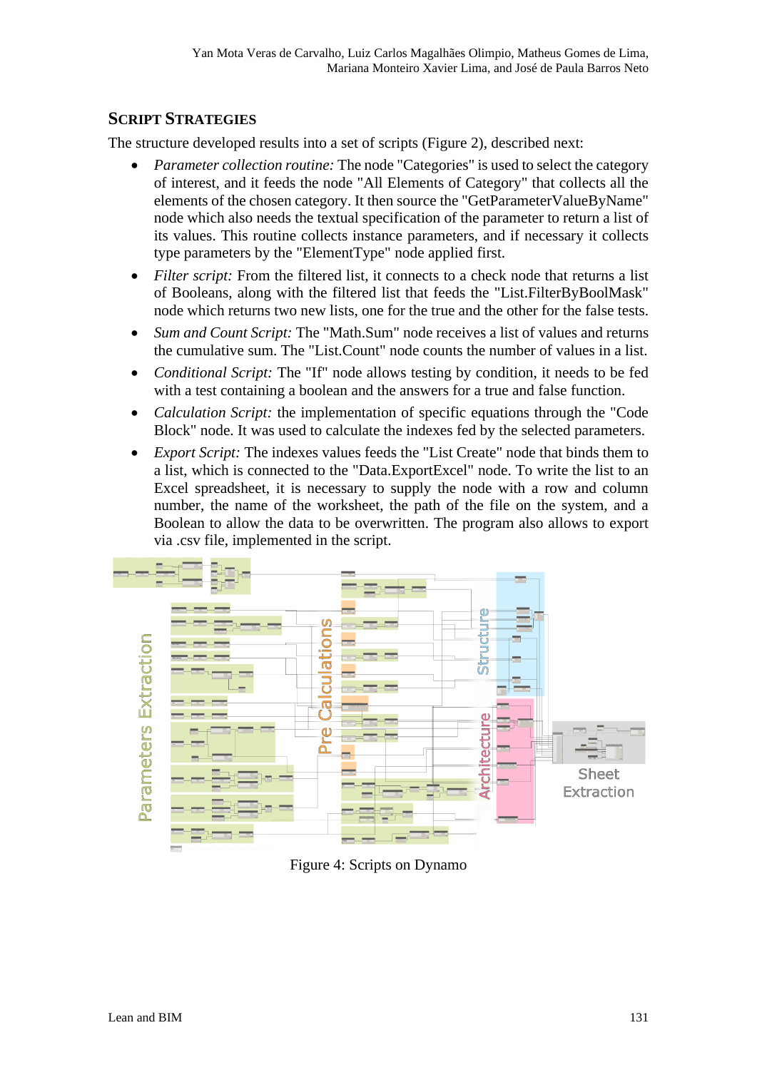## Script Strategies

The structure developed results into a set of scripts (Figure 2), described next:

- *Parameter collection routine:* The node "Categories" is used to select the category of interest, and it feeds the node "All Elements of Category" that collects all the elements of the chosen category. It then source the "GetParameterValueByName" node which also needs the textual specification of the parameter to return a list of its values. This routine collects instance parameters, and if necessary it collects type parameters by the "ElementType" node applied first.
- *Filter script:* From the filtered list, it connects to a check node that returns a list of Booleans, along with the filtered list that feeds the "List.FilterByBoolMask" node which returns two new lists, one for the true and the other for the false tests.
- *Sum and Count Script:* The "Math.Sum" node receives a list of values and returns the cumulative sum. The "List.Count" node counts the number of values in a list.
- *Conditional Script:* The "If" node allows testing by condition, it needs to be fed with a test containing a boolean and the answers for a true and false function.
- *Calculation Script:* the implementation of specific equations through the "Code Block" node. It was used to calculate the indexes fed by the selected parameters.
- *Export Script:* The indexes values feeds the "List Create" node that binds them to a list, which is connected to the "Data.ExportExcel" node. To write the list to an Excel spreadsheet, it is necessary to supply the node with a row and column number, the name of the worksheet, the path of the file on the system, and a Boolean to allow the data to be overwritten. The program also allows to export via .csv file, implemented in the script.

Figure 4: Scripts on Dynamo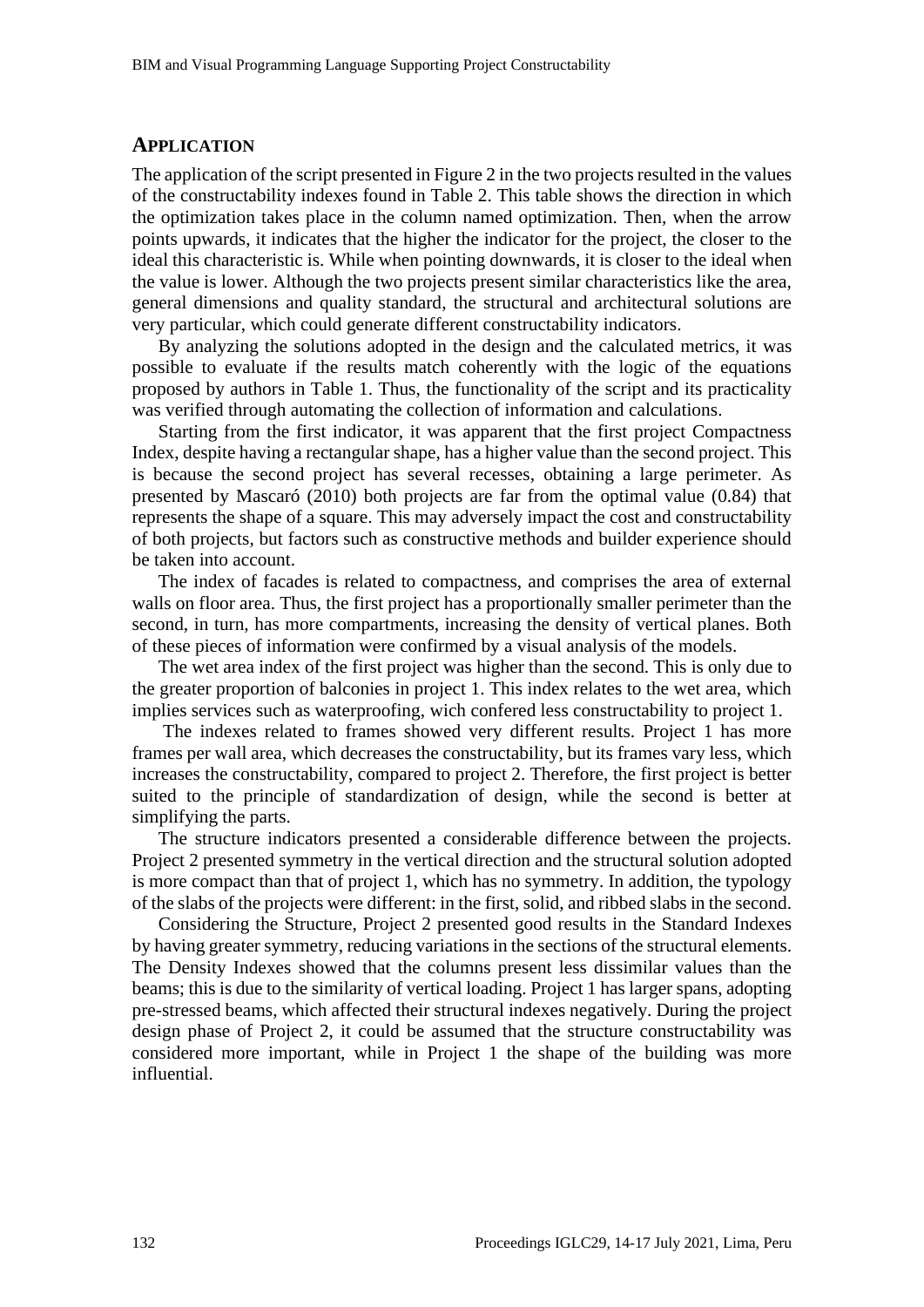## APPLICATION

The application of the script presented in Figure 2 in the two projects resulted in the values of the constructability indexes found in Table 2. This table shows the direction in which the optimization takes place in the column named optimization. Then, when the arrow points upwards, it indicates that the higher the indicator for the project, the closer to the ideal this characteristic is. While when pointing downwards, it is closer to the ideal when the value is lower. Although the two projects present similar characteristics like the area, general dimensions and quality standard, the structural and architectural solutions are very particular, which could generate different constructability indicators.

By analyzing the solutions adopted in the design and the calculated metrics, it was possible to evaluate if the results match coherently with the logic of the equations proposed by authors in Table 1. Thus, the functionality of the script and its practicality was verified through automating the collection of information and calculations.

Starting from the first indicator, it was apparent that the first project Compactness Index, despite having a rectangular shape, has a higher value than the second project. This is because the second project has several recesses, obtaining a large perimeter. As presented by Mascaró (2010) both projects are far from the optimal value (0.84) that represents the shape of a square. This may adversely impact the cost and constructability of both projects, but factors such as constructive methods and builder experience should be taken into account.

The index of facades is related to compactness, and comprises the area of external walls on floor area. Thus, the first project has a proportionally smaller perimeter than the second, in turn, has more compartments, increasing the density of vertical planes. Both of these pieces of information were confirmed by a visual analysis of the models.

The wet area index of the first project was higher than the second. This is only due to the greater proportion of balconies in project 1. This index relates to the wet area, which implies services such as waterproofing, wich confered less constructability to project 1.

The indexes related to frames showed very different results. Project 1 has more frames per wall area, which decreases the constructability, but its frames vary less, which increases the constructability, compared to project 2. Therefore, the first project is better suited to the principle of standardization of design, while the second is better at simplifying the parts.

The structure indicators presented a considerable difference between the projects. Project 2 presented symmetry in the vertical direction and the structural solution adopted is more compact than that of project 1, which has no symmetry. In addition, the typology of the slabs of the projects were different: in the first, solid, and ribbed slabs in the second.

Considering the Structure, Project 2 presented good results in the Standard Indexes by having greater symmetry, reducing variations in the sections of the structural elements. The Density Indexes showed that the columns present less dissimilar values than the beams; this is due to the similarity of vertical loading. Project 1 has larger spans, adopting pre-stressed beams, which affected their structural indexes negatively. During the project design phase of Project 2, it could be assumed that the structure constructability was considered more important, while in Project 1 the shape of the building was more influential.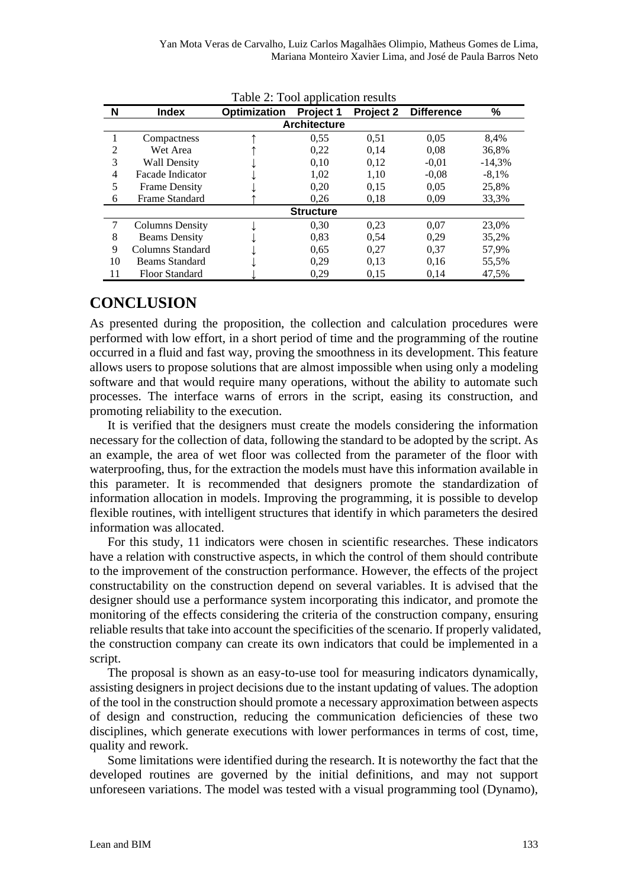Table 2: Tool application results

| N | Index | Optimization | Project 1 | Project 2 | Difference | % |
|---|---|---|---|---|---|---|
| **Architecture** | | | | | | |
| 1 | Compactness | ↑ | 0,55 | 0,51 | 0,05 | 8,4% |
| 2 | Wet Area | ↑ | 0,22 | 0,14 | 0,08 | 36,8% |
| 3 | Wall Density | ↓ | 0,10 | 0,12 | -0,01 | -14,3% |
| 4 | Facade Indicator | ↓ | 1,02 | 1,10 | -0,08 | -8,1% |
| 5 | Frame Density | ↓ | 0,20 | 0,15 | 0,05 | 25,8% |
| 6 | Frame Standard | ↑ | 0,26 | 0,18 | 0,09 | 33,3% |
| **Structure** | | | | | | |
| 7 | Columns Density | ↓ | 0,30 | 0,23 | 0,07 | 23,0% |
| 8 | Beams Density | ↓ | 0,83 | 0,54 | 0,29 | 35,2% |
| 9 | Columns Standard | ↓ | 0,65 | 0,27 | 0,37 | 57,9% |
| 10 | Beams Standard | ↓ | 0,29 | 0,13 | 0,16 | 55,5% |
| 11 | Floor Standard | ↓ | 0,29 | 0,15 | 0,14 | 47,5% |

# CONCLUSION

As presented during the proposition, the collection and calculation procedures were performed with low effort, in a short period of time and the programming of the routine occurred in a fluid and fast way, proving the smoothness in its development. This feature allows users to propose solutions that are almost impossible when using only a modeling software and that would require many operations, without the ability to automate such processes. The interface warns of errors in the script, easing its construction, and promoting reliability to the execution.

It is verified that the designers must create the models considering the information necessary for the collection of data, following the standard to be adopted by the script. As an example, the area of wet floor was collected from the parameter of the floor with waterproofing, thus, for the extraction the models must have this information available in this parameter. It is recommended that designers promote the standardization of information allocation in models. Improving the programming, it is possible to develop flexible routines, with intelligent structures that identify in which parameters the desired information was allocated.

For this study, 11 indicators were chosen in scientific researches. These indicators have a relation with constructive aspects, in which the control of them should contribute to the improvement of the construction performance. However, the effects of the project constructability on the construction depend on several variables. It is advised that the designer should use a performance system incorporating this indicator, and promote the monitoring of the effects considering the criteria of the construction company, ensuring reliable results that take into account the specificities of the scenario. If properly validated, the construction company can create its own indicators that could be implemented in a script.

The proposal is shown as an easy-to-use tool for measuring indicators dynamically, assisting designers in project decisions due to the instant updating of values. The adoption of the tool in the construction should promote a necessary approximation between aspects of design and construction, reducing the communication deficiencies of these two disciplines, which generate executions with lower performances in terms of cost, time, quality and rework.

Some limitations were identified during the research. It is noteworthy the fact that the developed routines are governed by the initial definitions, and may not support unforeseen variations. The model was tested with a visual programming tool (Dynamo),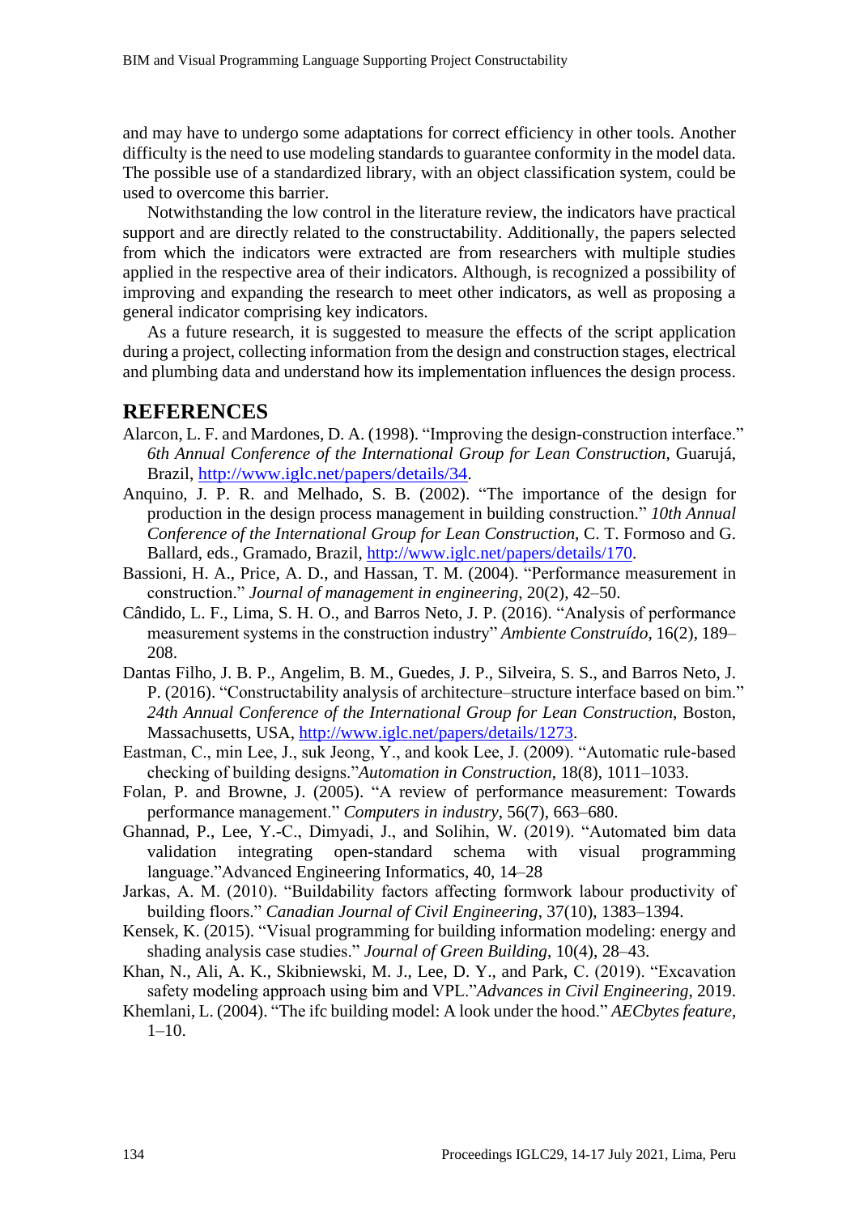and may have to undergo some adaptations for correct efficiency in other tools. Another difficulty is the need to use modeling standards to guarantee conformity in the model data. The possible use of a standardized library, with an object classification system, could be used to overcome this barrier.

Notwithstanding the low control in the literature review, the indicators have practical support and are directly related to the constructability. Additionally, the papers selected from which the indicators were extracted are from researchers with multiple studies applied in the respective area of their indicators. Although, is recognized a possibility of improving and expanding the research to meet other indicators, as well as proposing a general indicator comprising key indicators.

As a future research, it is suggested to measure the effects of the script application during a project, collecting information from the design and construction stages, electrical and plumbing data and understand how its implementation influences the design process.

# REFERENCES

Alarcon, L. F. and Mardones, D. A. (1998). "Improving the design-construction interface." *6th Annual Conference of the International Group for Lean Construction*, Guarujá, Brazil, http://www.iglc.net/papers/details/34.

Anquino, J. P. R. and Melhado, S. B. (2002). "The importance of the design for production in the design process management in building construction." *10th Annual Conference of the International Group for Lean Construction*, C. T. Formoso and G. Ballard, eds., Gramado, Brazil, http://www.iglc.net/papers/details/170.

Bassioni, H. A., Price, A. D., and Hassan, T. M. (2004). "Performance measurement in construction." *Journal of management in engineering*, 20(2), 42–50.

Cândido, L. F., Lima, S. H. O., and Barros Neto, J. P. (2016). "Analysis of performance measurement systems in the construction industry" *Ambiente Construído*, 16(2), 189–208.

Dantas Filho, J. B. P., Angelim, B. M., Guedes, J. P., Silveira, S. S., and Barros Neto, J. P. (2016). "Constructability analysis of architecture–structure interface based on bim." *24th Annual Conference of the International Group for Lean Construction*, Boston, Massachusetts, USA, http://www.iglc.net/papers/details/1273.

Eastman, C., min Lee, J., suk Jeong, Y., and kook Lee, J. (2009). "Automatic rule-based checking of building designs."*Automation in Construction*, 18(8), 1011–1033.

Folan, P. and Browne, J. (2005). "A review of performance measurement: Towards performance management." *Computers in industry*, 56(7), 663–680.

Ghannad, P., Lee, Y.-C., Dimyadi, J., and Solihin, W. (2019). "Automated bim data validation integrating open-standard schema with visual programming language."Advanced Engineering Informatics, 40, 14–28

Jarkas, A. M. (2010). "Buildability factors affecting formwork labour productivity of building floors." *Canadian Journal of Civil Engineering*, 37(10), 1383–1394.

Kensek, K. (2015). "Visual programming for building information modeling: energy and shading analysis case studies." *Journal of Green Building*, 10(4), 28–43.

Khan, N., Ali, A. K., Skibniewski, M. J., Lee, D. Y., and Park, C. (2019). "Excavation safety modeling approach using bim and VPL."*Advances in Civil Engineering*, 2019.

Khemlani, L. (2004). "The ifc building model: A look under the hood." *AECbytes feature*, 1–10.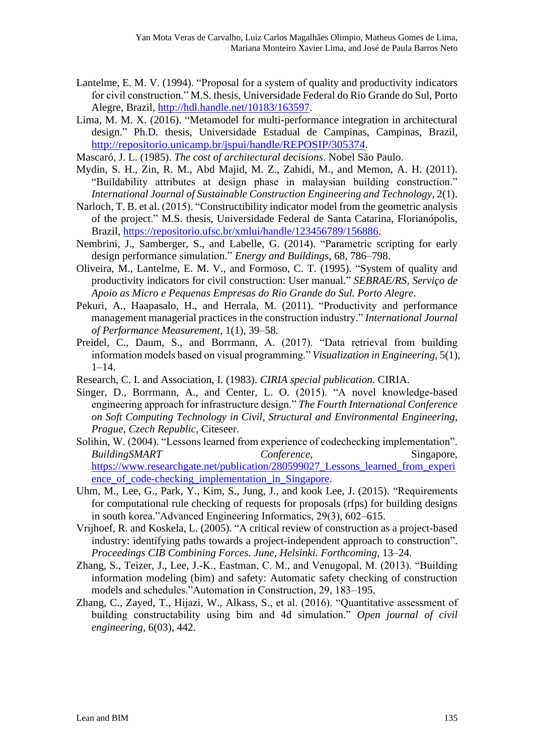Lantelme, E. M. V. (1994). "Proposal for a system of quality and productivity indicators for civil construction." M.S. thesis, Universidade Federal do Rio Grande do Sul, Porto Alegre, Brazil, http://hdl.handle.net/10183/163597.

Lima, M. M. X. (2016). "Metamodel for multi-performance integration in architectural design." Ph.D. thesis, Universidade Estadual de Campinas, Campinas, Brazil, http://repositorio.unicamp.br/jspui/handle/REPOSIP/305374.

Mascaró, J. L. (1985). *The cost of architectural decisions*. Nobel São Paulo.

Mydin, S. H., Zin, R. M., Abd Majid, M. Z., Zahidi, M., and Memon, A. H. (2011). "Buildability attributes at design phase in malaysian building construction." *International Journal of Sustainable Construction Engineering and Technology*, 2(1).

Narloch, T. B. et al. (2015). "Constructibility indicator model from the geometric analysis of the project." M.S. thesis, Universidade Federal de Santa Catarina, Florianópolis, Brazil, https://repositorio.ufsc.br/xmlui/handle/123456789/156886.

Nembrini, J., Samberger, S., and Labelle, G. (2014). "Parametric scripting for early design performance simulation." *Energy and Buildings*, 68, 786–798.

Oliveira, M., Lantelme, E. M. V., and Formoso, C. T. (1995). "System of quality and productivity indicators for civil construction: User manual." *SEBRAE/RS, Serviço de Apoio as Micro e Pequenas Empresas do Rio Grande do Sul. Porto Alegre*.

Pekuri, A., Haapasalo, H., and Herrala, M. (2011). "Productivity and performance management managerial practices in the construction industry." *International Journal of Performance Measurement*, 1(1), 39–58.

Preidel, C., Daum, S., and Borrmann, A. (2017). "Data retrieval from building information models based on visual programming." *Visualization in Engineering*, 5(1), 1–14.

Research, C. I. and Association, I. (1983). *CIRIA special publication*. CIRIA.

Singer, D., Borrmann, A., and Center, L. O. (2015). "A novel knowledge-based engineering approach for infrastructure design." *The Fourth International Conference on Soft Computing Technology in Civil, Structural and Environmental Engineering, Prague, Czech Republic*, Citeseer.

Solihin, W. (2004). "Lessons learned from experience of codechecking implementation". *BuildingSMART Conference*, Singapore, https://www.researchgate.net/publication/280599027_Lessons_learned_from_experience_of_code-checking_implementation_in_Singapore.

Uhm, M., Lee, G., Park, Y., Kim, S., Jung, J., and kook Lee, J. (2015). "Requirements for computational rule checking of requests for proposals (rfps) for building designs in south korea."Advanced Engineering Informatics, 29(3), 602–615.

Vrijhoef, R. and Koskela, L. (2005). "A critical review of construction as a project-based industry: identifying paths towards a project-independent approach to construction". *Proceedings CIB Combining Forces. June, Helsinki. Forthcoming*, 13–24.

Zhang, S., Teizer, J., Lee, J.-K., Eastman, C. M., and Venugopal, M. (2013). "Building information modeling (bim) and safety: Automatic safety checking of construction models and schedules."Automation in Construction, 29, 183–195.

Zhang, C., Zayed, T., Hijazi, W., Alkass, S., et al. (2016). "Quantitative assessment of building constructability using bim and 4d simulation." *Open journal of civil engineering*, 6(03), 442.